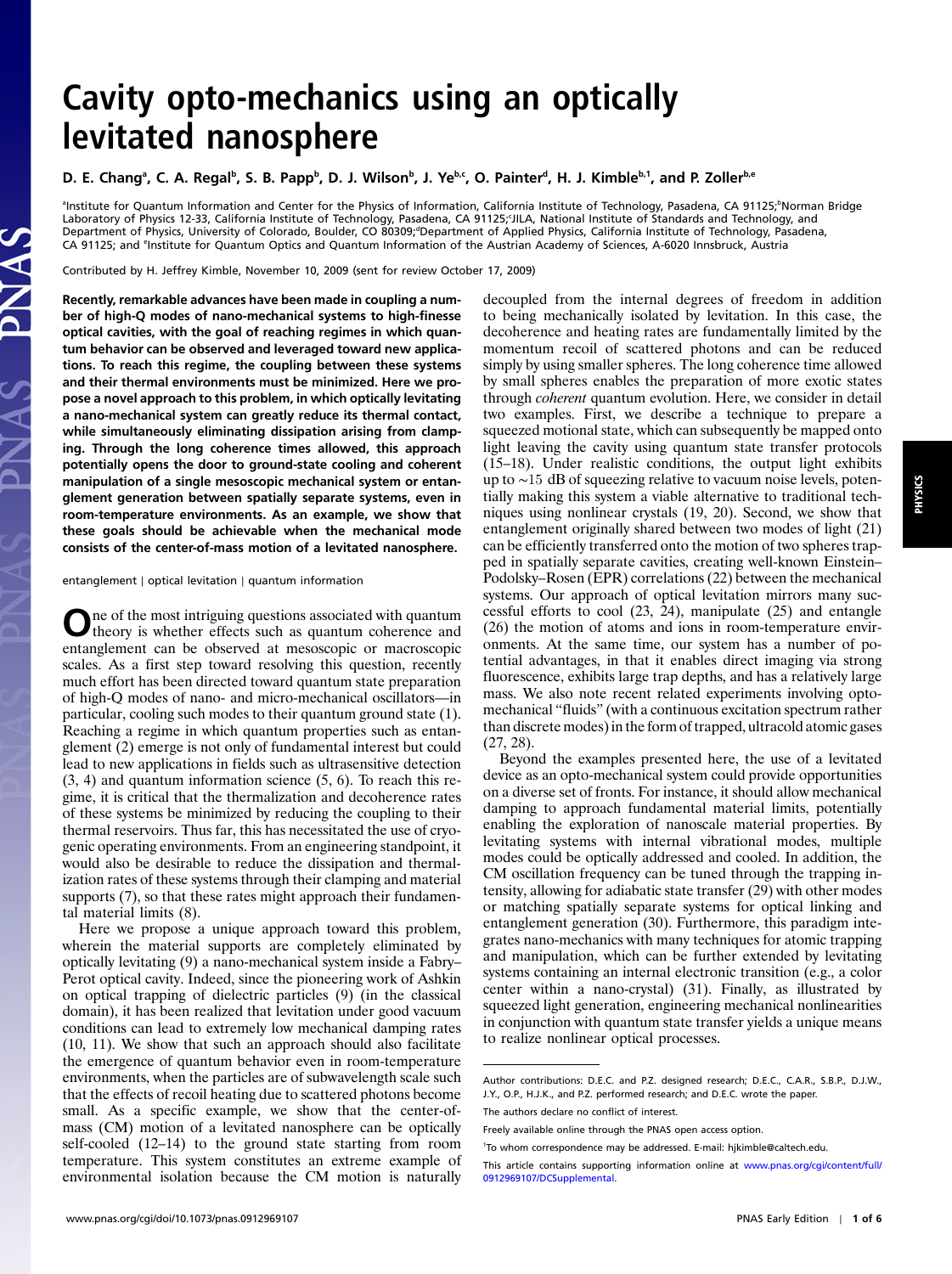# Cavity opto-mechanics using an optically levitated nanosphere

D. E. Chang[a], C. A. Regal[b], S. B. Papp[b], D. J. Wilson[b], J. Ye[b,c], O. Painter[d], H. J. Kimble[b,1], and P. Zoller[b,e]

[a]Institute for Quantum Information and Center for the Physics of Information, California Institute of Technology, Pasadena, CA 91125; [b]Norman Bridge Laboratory of Physics 12-33, California Institute of Technology, Pasadena, CA 91125; [c]JILA, National Institute of Standards and Technology, and Department of Physics, University of Colorado, Boulder, CO 80309; [d]Department of Applied Physics, California Institute of Technology, Pasadena, CA 91125; and [e]Institute for Quantum Optics and Quantum Information of the Austrian Academy of Sciences, A-6020 Innsbruck, Austria

Contributed by H. Jeffrey Kimble, November 10, 2009 (sent for review October 17, 2009)

**Recently, remarkable advances have been made in coupling a number of high-Q modes of nano-mechanical systems to high-finesse optical cavities, with the goal of reaching regimes in which quantum behavior can be observed and leveraged toward new applications. To reach this regime, the coupling between these systems and their thermal environments must be minimized. Here we propose a novel approach to this problem, in which optically levitating a nano-mechanical system can greatly reduce its thermal contact, while simultaneously eliminating dissipation arising from clamping. Through the long coherence times allowed, this approach potentially opens the door to ground-state cooling and coherent manipulation of a single mesoscopic mechanical system or entanglement generation between spatially separate systems, even in room-temperature environments. As an example, we show that these goals should be achievable when the mechanical mode consists of the center-of-mass motion of a levitated nanosphere.**

entanglement | optical levitation | quantum information

One of the most intriguing questions associated with quantum theory is whether effects such as quantum coherence and entanglement can be observed at mesoscopic or macroscopic scales. As a first step toward resolving this question, recently much effort has been directed toward quantum state preparation of high-Q modes of nano- and micro-mechanical oscillators—in particular, cooling such modes to their quantum ground state (1). Reaching a regime in which quantum properties such as entanglement (2) emerge is not only of fundamental interest but could lead to new applications in fields such as ultrasensitive detection (3, 4) and quantum information science (5, 6). To reach this regime, it is critical that the thermalization and decoherence rates of these systems be minimized by reducing the coupling to their thermal reservoirs. Thus far, this has necessitated the use of cryogenic operating environments. From an engineering standpoint, it would also be desirable to reduce the dissipation and thermalization rates of these systems through their clamping and material supports (7), so that these rates might approach their fundamental material limits (8).

Here we propose a unique approach toward this problem, wherein the material supports are completely eliminated by optically levitating (9) a nano-mechanical system inside a Fabry–Perot optical cavity. Indeed, since the pioneering work of Ashkin on optical trapping of dielectric particles (9) (in the classical domain), it has been realized that levitation under good vacuum conditions can lead to extremely low mechanical damping rates (10, 11). We show that such an approach should also facilitate the emergence of quantum behavior even in room-temperature environments, when the particles are of subwavelength scale such that the effects of recoil heating due to scattered photons become small. As a specific example, we show that the center-of-mass (CM) motion of a levitated nanosphere can be optically self-cooled (12–14) to the ground state starting from room temperature. This system constitutes an extreme example of environmental isolation because the CM motion is naturally decoupled from the internal degrees of freedom in addition to being mechanically isolated by levitation. In this case, the decoherence and heating rates are fundamentally limited by the momentum recoil of scattered photons and can be reduced simply by using smaller spheres. The long coherence time allowed by small spheres enables the preparation of more exotic states through *coherent* quantum evolution. Here, we consider in detail two examples. First, we describe a technique to prepare a squeezed motional state, which can subsequently be mapped onto light leaving the cavity using quantum state transfer protocols (15–18). Under realistic conditions, the output light exhibits up to $\sim 15$ dB of squeezing relative to vacuum noise levels, potentially making this system a viable alternative to traditional techniques using nonlinear crystals (19, 20). Second, we show that entanglement originally shared between two modes of light (21) can be efficiently transferred onto the motion of two spheres trapped in spatially separate cavities, creating well-known Einstein–Podolsky–Rosen (EPR) correlations (22) between the mechanical systems. Our approach of optical levitation mirrors many successful efforts to cool (23, 24), manipulate (25) and entangle (26) the motion of atoms and ions in room-temperature environments. At the same time, our system has a number of potential advantages, in that it enables direct imaging via strong fluorescence, exhibits large trap depths, and has a relatively large mass. We also note recent related experiments involving opto-mechanical "fluids" (with a continuous excitation spectrum rather than discrete modes) in the form of trapped, ultracold atomic gases (27, 28).

Beyond the examples presented here, the use of a levitated device as an opto-mechanical system could provide opportunities on a diverse set of fronts. For instance, it should allow mechanical damping to approach fundamental material limits, potentially enabling the exploration of nanoscale material properties. By levitating systems with internal vibrational modes, multiple modes could be optically addressed and cooled. In addition, the CM oscillation frequency can be tuned through the trapping intensity, allowing for adiabatic state transfer (29) with other modes or matching spatially separate systems for optical linking and entanglement generation (30). Furthermore, this paradigm integrates nano-mechanics with many techniques for atomic trapping and manipulation, which can be further extended by levitating systems containing an internal electronic transition (e.g., a color center within a nano-crystal) (31). Finally, as illustrated by squeezed light generation, engineering mechanical nonlinearities in conjunction with quantum state transfer yields a unique means to realize nonlinear optical processes.

---

Author contributions: D.E.C. and P.Z. designed research; D.E.C., C.A.R., S.B.P., D.J.W., J.Y., O.P., H.J.K., and P.Z. performed research; and D.E.C. wrote the paper.

The authors declare no conflict of interest.

Freely available online through the PNAS open access option.

[1]To whom correspondence may be addressed. E-mail: hjkimble@caltech.edu.

This article contains supporting information online at www.pnas.org/cgi/content/full/0912969107/DCSupplemental.

www.pnas.org/cgi/doi/10.1073/pnas.0912969107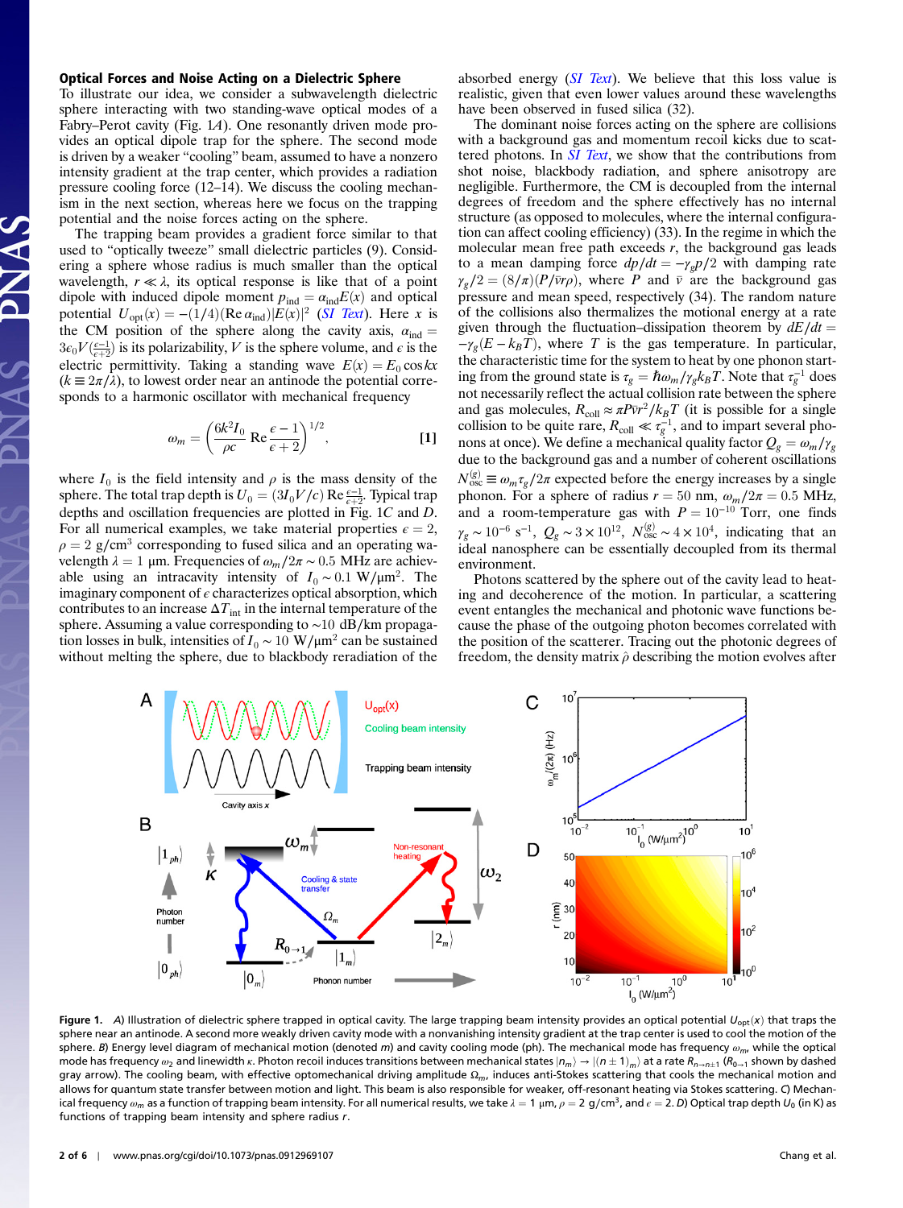## Optical Forces and Noise Acting on a Dielectric Sphere

To illustrate our idea, we consider a subwavelength dielectric sphere interacting with two standing-wave optical modes of a Fabry–Perot cavity (Fig. 1*A*). One resonantly driven mode provides an optical dipole trap for the sphere. The second mode is driven by a weaker "cooling" beam, assumed to have a nonzero intensity gradient at the trap center, which provides a radiation pressure cooling force (12–14). We discuss the cooling mechanism in the next section, whereas here we focus on the trapping potential and the noise forces acting on the sphere.

The trapping beam provides a gradient force similar to that used to "optically tweeze" small dielectric particles (9). Considering a sphere whose radius is much smaller than the optical wavelength, $r \ll \lambda$, its optical response is like that of a point dipole with induced dipole moment $p_{\mathrm{ind}} = \alpha_{\mathrm{ind}} E(x)$ and optical potential $U_{\mathrm{opt}}(x) = -(1/4)(\mathrm{Re}\,\alpha_{\mathrm{ind}})|E(x)|^2$ (*SI Text*). Here $x$ is the CM position of the sphere along the cavity axis, $\alpha_{\mathrm{ind}} = 3\epsilon_0 V(\frac{\epsilon-1}{\epsilon+2})$ is its polarizability, $V$ is the sphere volume, and $\epsilon$ is the electric permittivity. Taking a standing wave $E(x) = E_0 \cos kx$ ($k \equiv 2\pi/\lambda$), to lowest order near an antinode the potential corresponds to a harmonic oscillator with mechanical frequency

$$\omega_m = \left(\frac{6k^2 I_0}{\rho c}\,\mathrm{Re}\,\frac{\epsilon-1}{\epsilon+2}\right)^{1/2}, \qquad [1]$$

where $I_0$ is the field intensity and $\rho$ is the mass density of the sphere. The total trap depth is $U_0 = (3I_0 V/c)\,\mathrm{Re}\,\frac{\epsilon-1}{\epsilon+2}$. Typical trap depths and oscillation frequencies are plotted in Fig. 1 *C* and *D*. For all numerical examples, we take material properties $\epsilon = 2$, $\rho = 2$ g/cm$^3$ corresponding to fused silica and an operating wavelength $\lambda = 1$ μm. Frequencies of $\omega_m/2\pi \sim 0.5$ MHz are achievable using an intracavity intensity of $I_0 \sim 0.1$ W/μm$^2$. The imaginary component of $\epsilon$ characterizes optical absorption, which contributes to an increase $\Delta T_{\mathrm{int}}$ in the internal temperature of the sphere. Assuming a value corresponding to ∼10 dB/km propagation losses in bulk, intensities of $I_0 \sim 10$ W/μm$^2$ can be sustained without melting the sphere, due to blackbody reradiation of the absorbed energy (*SI Text*). We believe that this loss value is realistic, given that even lower values around these wavelengths have been observed in fused silica (32).

The dominant noise forces acting on the sphere are collisions with a background gas and momentum recoil kicks due to scattered photons. In *SI Text*, we show that the contributions from shot noise, blackbody radiation, and sphere anisotropy are negligible. Furthermore, the CM is decoupled from the internal degrees of freedom and the sphere effectively has no internal structure (as opposed to molecules, where the internal configuration can affect cooling efficiency) (33). In the regime in which the molecular mean free path exceeds $r$, the background gas leads to a mean damping force $dp/dt = -\gamma_g p/2$ with damping rate $\gamma_g/2 = (8/\pi)(P/\bar{v}r\rho)$, where $P$ and $\bar{v}$ are the background gas pressure and mean speed, respectively (34). The random nature of the collisions also thermalizes the motional energy at a rate given through the fluctuation–dissipation theorem by $dE/dt = -\gamma_g(E - k_B T)$, where $T$ is the gas temperature. In particular, the characteristic time for the system to heat by one phonon starting from the ground state is $\tau_g = \hbar\omega_m/\gamma_g k_B T$. Note that $\tau_g^{-1}$ does not necessarily reflect the actual collision rate between the sphere and gas molecules, $R_{\mathrm{coll}} \approx \pi P \bar{v} r^2/k_B T$ (it is possible for a single collision to be quite rare, $R_{\mathrm{coll}} \ll \tau_g^{-1}$, and to impart several phonons at once). We define a mechanical quality factor $Q_g = \omega_m/\gamma_g$ due to the background gas and a number of coherent oscillations $N_{\mathrm{osc}}^{(g)} \equiv \omega_m \tau_g/2\pi$ expected before the energy increases by a single phonon. For a sphere of radius $r = 50$ nm, $\omega_m/2\pi = 0.5$ MHz, and a room-temperature gas with $P = 10^{-10}$ Torr, one finds $\gamma_g \sim 10^{-6}$ s$^{-1}$, $Q_g \sim 3 \times 10^{12}$, $N_{\mathrm{osc}}^{(g)} \sim 4 \times 10^4$, indicating that an ideal nanosphere can be essentially decoupled from its thermal environment.

Photons scattered by the sphere out of the cavity lead to heating and decoherence of the motion. In particular, a scattering event entangles the mechanical and photonic wave functions because the phase of the outgoing photon becomes correlated with the position of the scatterer. Tracing out the photonic degrees of freedom, the density matrix $\hat{\rho}$ describing the motion evolves after

**Figure 1.** *A*) Illustration of dielectric sphere trapped in optical cavity. The large trapping beam intensity provides an optical potential $U_{\mathrm{opt}}(x)$ that traps the sphere near an antinode. A second more weakly driven cavity mode with a nonvanishing intensity gradient at the trap center is used to cool the motion of the sphere. *B*) Energy level diagram of mechanical motion (denoted $m$) and cavity cooling mode (ph). The mechanical mode has frequency $\omega_m$, while the optical mode has frequency $\omega_2$ and linewidth $\kappa$. Photon recoil induces transitions between mechanical states $|n_m\rangle \to |(n \pm 1)_m\rangle$ at a rate $R_{n\to n\pm 1}$ ($R_{0\to 1}$ shown by dashed gray arrow). The cooling beam, with effective optomechanical driving amplitude $\Omega_m$, induces anti-Stokes scattering that cools the mechanical motion and allows for quantum state transfer between motion and light. This beam is also responsible for weaker, off-resonant heating via Stokes scattering. *C*) Mechanical frequency $\omega_m$ as a function of trapping beam intensity. For all numerical results, we take $\lambda = 1$ μm, $\rho = 2$ g/cm$^3$, and $\epsilon = 2$. *D*) Optical trap depth $U_0$ (in K) as functions of trapping beam intensity and sphere radius $r$.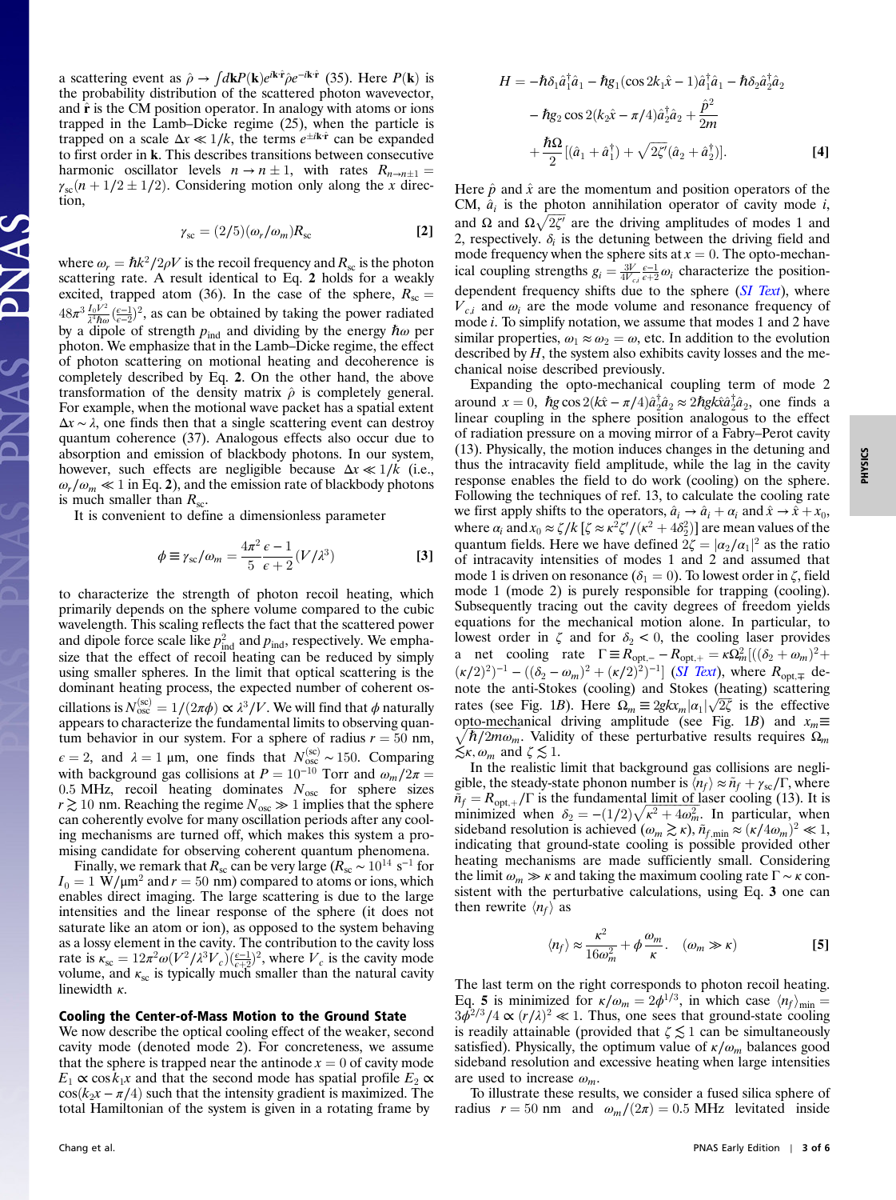a scattering event as $\hat{\rho} \to \int d\mathbf{k} P(\mathbf{k}) e^{i\mathbf{k}\cdot\hat{\mathbf{r}}} \hat{\rho} e^{-i\mathbf{k}\cdot\hat{\mathbf{r}}}$ (35). Here $P(\mathbf{k})$ is the probability distribution of the scattered photon wavevector, and $\hat{\mathbf{r}}$ is the CM position operator. In analogy with atoms or ions trapped in the Lamb–Dicke regime (25), when the particle is trapped on a scale $\Delta x \ll 1/k$, the terms $e^{\pm i\mathbf{k}\cdot\hat{\mathbf{r}}}$ can be expanded to first order in $\mathbf{k}$. This describes transitions between consecutive harmonic oscillator levels $n \to n \pm 1$, with rates $R_{n\to n\pm 1} = \gamma_{sc}(n + 1/2 \pm 1/2)$. Considering motion only along the $x$ direction,

$$\gamma_{sc} = (2/5)(\omega_r/\omega_m) R_{sc} \tag{2}$$

where $\omega_r = \hbar k^2/2\rho V$ is the recoil frequency and $R_{sc}$ is the photon scattering rate. A result identical to Eq. **2** holds for a weakly excited, trapped atom (36). In the case of the sphere, $R_{sc} = 48\pi^3 \frac{I_0 V^2}{\lambda^4 \hbar\omega}\left(\frac{\epsilon-1}{\epsilon-2}\right)^2$, as can be obtained by taking the power radiated by a dipole of strength $p_{ind}$ and dividing by the energy $\hbar\omega$ per photon. We emphasize that in the Lamb–Dicke regime, the effect of photon scattering on motional heating and decoherence is completely described by Eq. **2**. On the other hand, the above transformation of the density matrix $\hat{\rho}$ is completely general. For example, when the motional wave packet has a spatial extent $\Delta x \sim \lambda$, one finds then that a single scattering event can destroy quantum coherence (37). Analogous effects also occur due to absorption and emission of blackbody photons. In our system, however, such effects are negligible because $\Delta x \ll 1/k$ (i.e., $\omega_r/\omega_m \ll 1$ in Eq. **2**), and the emission rate of blackbody photons is much smaller than $R_{sc}$.

It is convenient to define a dimensionless parameter

$$\phi \equiv \gamma_{sc}/\omega_m = \frac{4\pi^2}{5}\frac{\epsilon-1}{\epsilon+2}(V/\lambda^3) \tag{3}$$

to characterize the strength of photon recoil heating, which primarily depends on the sphere volume compared to the cubic cavity wavelength. This scaling reflects the fact that the scattered power and dipole force scale like $p_{ind}^2$ and $p_{ind}$, respectively. We emphasize that the effect of recoil heating can be reduced by simply using smaller spheres. In the limit that optical scattering is the dominant heating process, the expected number of coherent oscillations is $N_{osc}^{(sc)} = 1/(2\pi\phi) \propto \lambda^3/V$. We will find that $\phi$ naturally appears to characterize the fundamental limits to observing quantum behavior in our system. For a sphere of radius $r = 50$ nm, $\epsilon = 2$, and $\lambda = 1$ μm, one finds that $N_{osc}^{(sc)} \sim 150$. Comparing with background gas collisions at $P = 10^{-10}$ Torr and $\omega_m/2\pi = 0.5$ MHz, recoil heating dominates $N_{osc}$ for sphere sizes $r \gtrsim 10$ nm. Reaching the regime $N_{osc} \gg 1$ implies that the sphere can coherently evolve for many oscillation periods after any cooling mechanisms are turned off, which makes this system a promising candidate for observing coherent quantum phenomena.

Finally, we remark that $R_{sc}$ can be very large ($R_{sc} \sim 10^{14}$ s$^{-1}$ for $I_0 = 1$ W/μm$^2$ and $r = 50$ nm) compared to atoms or ions, which enables direct imaging. The large scattering is due to the large intensities and the linear response of the sphere (it does not saturate like an atom or ion), as opposed to the system behaving as a lossy element in the cavity. The contribution to the cavity loss rate is $\kappa_{sc} = 12\pi^2\omega(V^2/\lambda^3 V_c)\left(\frac{\epsilon-1}{\epsilon+2}\right)^2$, where $V_c$ is the cavity mode volume, and $\kappa_{sc}$ is typically much smaller than the natural cavity linewidth $\kappa$.

## Cooling the Center-of-Mass Motion to the Ground State

We now describe the optical cooling effect of the weaker, second cavity mode (denoted mode 2). For concreteness, we assume that the sphere is trapped near the antinode $x = 0$ of cavity mode $E_1 \propto \cos k_1 x$ and that the second mode has spatial profile $E_2 \propto \cos(k_2 x - \pi/4)$ such that the intensity gradient is maximized. The total Hamiltonian of the system is given in a rotating frame by

$$\begin{aligned} H = &-\hbar\delta_1 \hat{a}_1^\dagger \hat{a}_1 - \hbar g_1(\cos 2k_1\hat{x} - 1)\hat{a}_1^\dagger \hat{a}_1 - \hbar\delta_2 \hat{a}_2^\dagger \hat{a}_2 \\ &- \hbar g_2 \cos 2(k_2\hat{x} - \pi/4)\hat{a}_2^\dagger \hat{a}_2 + \frac{\hat{p}^2}{2m} \\ &+ \frac{\hbar\Omega}{2}[(\hat{a}_1 + \hat{a}_1^\dagger) + \sqrt{2\zeta'}(\hat{a}_2 + \hat{a}_2^\dagger)]. \end{aligned} \tag{4}$$

Here $\hat{p}$ and $\hat{x}$ are the momentum and position operators of the CM, $\hat{a}_i$ is the photon annihilation operator of cavity mode $i$, and $\Omega$ and $\Omega\sqrt{2\zeta'}$ are the driving amplitudes of modes 1 and 2, respectively. $\delta_i$ is the detuning between the driving field and mode frequency when the sphere sits at $x = 0$. The opto-mechanical coupling strengths $g_i = \frac{3V}{4V_{c,i}}\frac{\epsilon-1}{\epsilon+2}\omega_i$ characterize the position-dependent frequency shifts due to the sphere (*SI Text*), where $V_{c,i}$ and $\omega_i$ are the mode volume and resonance frequency of mode $i$. To simplify notation, we assume that modes 1 and 2 have similar properties, $\omega_1 \approx \omega_2 = \omega$, etc. In addition to the evolution described by $H$, the system also exhibits cavity losses and the mechanical noise described previously.

Expanding the opto-mechanical coupling term of mode 2 around $x = 0$, $\hbar g \cos 2(k\hat{x} - \pi/4)\hat{a}_2^\dagger \hat{a}_2 \approx 2\hbar g k \hat{x} \hat{a}_2^\dagger \hat{a}_2$, one finds a linear coupling in the sphere position analogous to the effect of radiation pressure on a moving mirror of a Fabry–Perot cavity (13). Physically, the motion induces changes in the detuning and thus the intracavity field amplitude, while the lag in the cavity response enables the field to do work (cooling) on the sphere. Following the techniques of ref. 13, to calculate the cooling rate we first apply shifts to the operators, $\hat{a}_i \to \hat{a}_i + \alpha_i$ and $\hat{x} \to \hat{x} + x_0$, where $\alpha_i$ and $x_0 \approx \zeta/k$ [$\zeta \approx \kappa^2\zeta'/(\kappa^2 + 4\delta_2^2)$] are mean values of the quantum fields. Here we have defined $2\zeta = |\alpha_2/\alpha_1|^2$ as the ratio of intracavity intensities of modes 1 and 2 and assumed that mode 1 is driven on resonance ($\delta_1 = 0$). To lowest order in $\zeta$, field mode 1 (mode 2) is purely responsible for trapping (cooling). Subsequently tracing out the cavity degrees of freedom yields equations for the mechanical motion alone. In particular, to lowest order in $\zeta$ and for $\delta_2 < 0$, the cooling laser provides a net cooling rate $\Gamma \equiv R_{\text{opt},-} - R_{\text{opt},+} = \kappa\Omega_m^2[((\delta_2 + \omega_m)^2 + (\kappa/2)^2)^{-1} - ((\delta_2 - \omega_m)^2 + (\kappa/2)^2)^{-1}]$ (*SI Text*), where $R_{\text{opt},\mp}$ denote the anti-Stokes (cooling) and Stokes (heating) scattering rates (see Fig. 1*B*). Here $\Omega_m \equiv 2gkx_m|\alpha_1|\sqrt{2\zeta}$ is the effective opto-mechanical driving amplitude (see Fig. 1*B*) and $x_m \equiv \sqrt{\hbar/2m\omega_m}$. Validity of these perturbative results requires $\Omega_m \lesssim \kappa, \omega_m$ and $\zeta \lesssim 1$.

In the realistic limit that background gas collisions are negligible, the steady-state phonon number is $\langle n_f \rangle \approx \tilde{n}_f + \gamma_{sc}/\Gamma$, where $\tilde{n}_f = R_{\text{opt},+}/\Gamma$ is the fundamental limit of laser cooling (13). It is minimized when $\delta_2 = -(1/2)\sqrt{\kappa^2 + 4\omega_m^2}$. In particular, when sideband resolution is achieved ($\omega_m \gtrsim \kappa$), $\tilde{n}_{f,\min} \approx (\kappa/4\omega_m)^2 \ll 1$, indicating that ground-state cooling is possible provided other heating mechanisms are made sufficiently small. Considering the limit $\omega_m \gg \kappa$ and taking the maximum cooling rate $\Gamma \sim \kappa$ consistent with the perturbative calculations, using Eq. **3** one can then rewrite $\langle n_f \rangle$ as

$$\langle n_f \rangle \approx \frac{\kappa^2}{16\omega_m^2} + \phi\frac{\omega_m}{\kappa}. \quad (\omega_m \gg \kappa) \tag{5}$$

The last term on the right corresponds to photon recoil heating. Eq. **5** is minimized for $\kappa/\omega_m = 2\phi^{1/3}$, in which case $\langle n_f \rangle_{\min} = 3\phi^{2/3}/4 \propto (r/\lambda)^2 \ll 1$. Thus, one sees that ground-state cooling is readily attainable (provided that $\zeta \lesssim 1$ can be simultaneously satisfied). Physically, the optimum value of $\kappa/\omega_m$ balances good sideband resolution and excessive heating when large intensities are used to increase $\omega_m$.

To illustrate these results, we consider a fused silica sphere of radius $r = 50$ nm and $\omega_m/(2\pi) = 0.5$ MHz levitated inside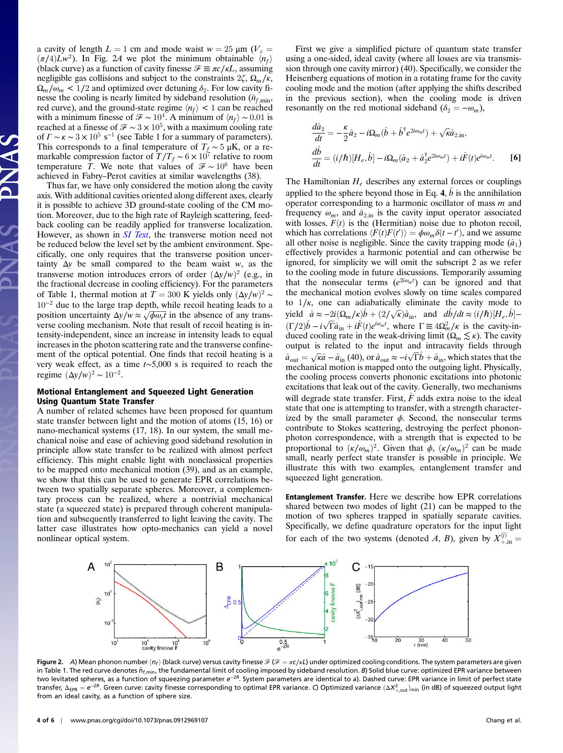a cavity of length $L = 1$ cm and mode waist $w = 25$ μm ($V_c = (\pi/4)Lw^2$). In Fig. 2*A* we plot the minimum obtainable $\langle n_f \rangle$ (black curve) as a function of cavity finesse $\mathcal{F} \equiv \pi c/\kappa L$, assuming negligible gas collisions and subject to the constraints $2\zeta$, $\Omega_m/\kappa$, $\Omega_m/\omega_m < 1/2$ and optimized over detuning $\delta_2$. For low cavity finesse the cooling is nearly limited by sideband resolution ($\tilde{n}_{f,\min}$, red curve), and the ground-state regime $\langle n_f \rangle < 1$ can be reached with a minimum finesse of $\mathcal{F} \sim 10^4$. A minimum of $\langle n_f \rangle \sim 0.01$ is reached at a finesse of $\mathcal{F} \sim 3 \times 10^5$, with a maximum cooling rate of $\Gamma \sim \kappa \sim 3 \times 10^5$ s$^{-1}$ (see Table 1 for a summary of parameters). This corresponds to a final temperature of $T_f \sim 5$ μK, or a remarkable compression factor of $T/T_f \sim 6 \times 10^7$ relative to room temperature $T$. We note that values of $\mathcal{F} \sim 10^6$ have been achieved in Fabry–Perot cavities at similar wavelengths (38).

Thus far, we have only considered the motion along the cavity axis. With additional cavities oriented along different axes, clearly it is possible to achieve 3D ground-state cooling of the CM motion. Moreover, due to the high rate of Rayleigh scattering, feedback cooling can be readily applied for transverse localization. However, as shown in *SI Text*, the transverse motion need not be reduced below the level set by the ambient environment. Specifically, one only requires that the transverse position uncertainty $\Delta y$ be small compared to the beam waist $w$, as the transverse motion introduces errors of order $(\Delta y/w)^2$ (e.g., in the fractional decrease in cooling efficiency). For the parameters of Table 1, thermal motion at $T = 300$ K yields only $(\Delta y/w)^2 \sim 10^{-2}$ due to the large trap depth, while recoil heating leads to a position uncertainty $\Delta y/w \approx \sqrt{\phi \omega_r t}$ in the absence of any transverse cooling mechanism. Note that result of recoil heating is intensity-independent, since an increase in intensity leads to equal increases in the photon scattering rate and the transverse confinement of the optical potential. One finds that recoil heating is a very weak effect, as a time $t \sim 5{,}000$ s is required to reach the regime $(\Delta y/w)^2 \sim 10^{-2}$.

## Motional Entanglement and Squeezed Light Generation Using Quantum State Transfer

A number of related schemes have been proposed for quantum state transfer between light and the motion of atoms (15, 16) or nano-mechanical systems (17, 18). In our system, the small mechanical noise and ease of achieving good sideband resolution in principle allow state transfer to be realized with almost perfect efficiency. This might enable light with nonclassical properties to be mapped onto mechanical motion (39), and as an example, we show that this can be used to generate EPR correlations between two spatially separate spheres. Moreover, a complementary process can be realized, where a nontrivial mechanical state (a squeezed state) is prepared through coherent manipulation and subsequently transferred to light leaving the cavity. The latter case illustrates how opto-mechanics can yield a novel nonlinear optical system.

First we give a simplified picture of quantum state transfer using a one-sided, ideal cavity (where all losses are via transmission through one cavity mirror) (40). Specifically, we consider the Heisenberg equations of motion in a rotating frame for the cavity cooling mode and the motion (after applying the shifts described in the previous section), when the cooling mode is driven resonantly on the red motional sideband ($\delta_2 = -\omega_m$),

$$\frac{d\hat{a}_2}{dt} = -\frac{\kappa}{2}\hat{a}_2 - i\Omega_m(\hat{b} + \hat{b}^\dagger e^{2i\omega_m t}) + \sqrt{\kappa}\hat{a}_{2,\text{in}},$$
$$\frac{d\hat{b}}{dt} = (i/\hbar)[H_e, \hat{b}] - i\Omega_m(\hat{a}_2 + \hat{a}_2^\dagger e^{2i\omega_m t}) + i\hat{F}(t)e^{i\omega_m t}. \quad [6]$$

The Hamiltonian $H_e$ describes any external forces or couplings applied to the sphere beyond those in Eq. **4**, $\hat{b}$ is the annihilation operator corresponding to a harmonic oscillator of mass $m$ and frequency $\omega_m$, and $\hat{a}_{2,\text{in}}$ is the cavity input operator associated with losses. $F(t)$ is the (Hermitian) noise due to photon recoil, which has correlations $\langle F(t)F(t')\rangle = \phi\omega_m\delta(t - t')$, and we assume all other noise is negligible. Since the cavity trapping mode ($\hat{a}_1$) effectively provides a harmonic potential and can otherwise be ignored, for simplicity we will omit the subscript 2 as we refer to the cooling mode in future discussions. Temporarily assuming that the nonsecular terms ($e^{2i\omega_m t}$) can be ignored and that the mechanical motion evolves slowly on time scales compared to $1/\kappa$, one can adiabatically eliminate the cavity mode to yield $\hat{a} \approx -2i(\Omega_m/\kappa)\hat{b} + (2/\sqrt{\kappa})\hat{a}_{\text{in}}$, and $d\hat{b}/dt \approx (i/\hbar)[H_e, \hat{b}] - (\Gamma/2)\hat{b} - i\sqrt{\Gamma}\hat{a}_{\text{in}} + i\hat{F}(t)e^{i\omega_m t}$, where $\Gamma \equiv 4\Omega_m^2/\kappa$ is the cavity-induced cooling rate in the weak-driving limit ($\Omega_m \lesssim \kappa$). The cavity output is related to the input and intracavity fields through $\hat{a}_{\text{out}} = \sqrt{\kappa}\hat{a} - \hat{a}_{\text{in}}$ (40), or $\hat{a}_{\text{out}} \approx -i\sqrt{\Gamma}\hat{b} + \hat{a}_{\text{in}}$, which states that the mechanical motion is mapped onto the outgoing light. Physically, the cooling process converts phononic excitations into photonic excitations that leak out of the cavity. Generally, two mechanisms will degrade state transfer. First, $\hat{F}$ adds extra noise to the ideal state that one is attempting to transfer, with a strength characterized by the small parameter $\phi$. Second, the nonsecular terms contribute to Stokes scattering, destroying the perfect phonon-photon correspondence, with a strength that is expected to be proportional to $(\kappa/\omega_m)^2$. Given that $\phi$, $(\kappa/\omega_m)^2$ can be made small, nearly perfect state transfer is possible in principle. We illustrate this with two examples, entanglement transfer and squeezed light generation.

**Entanglement Transfer.** Here we describe how EPR correlations shared between two modes of light (21) can be mapped to the motion of two spheres trapped in spatially separate cavities. Specifically, we define quadrature operators for the input light for each of the two systems (denoted $A$, $B$), given by $X_{+,\text{in}}^{(j)} =$

**Figure 2.** *A*) Mean phonon number $\langle n_f \rangle$ (black curve) versus cavity finesse $\mathcal{F}$ ($\mathcal{F} = \pi c/\kappa L$) under optimized cooling conditions. The system parameters are given in Table 1. The red curve denotes $\tilde{n}_{f,\min}$, the fundamental limit of cooling imposed by sideband resolution. *B*) Solid blue curve: optimized EPR variance between two levitated spheres, as a function of squeezing parameter $e^{-2R}$. System parameters are identical to a). Dashed curve: EPR variance in limit of perfect state transfer, $\Delta_{\text{EPR}} = e^{-2R}$. Green curve: cavity finesse corresponding to optimal EPR variance. *C*) Optimized variance $(\Delta X_{+,\text{out}}^2)_{\min}$ (in dB) of squeezed output light from an ideal cavity, as a function of sphere size.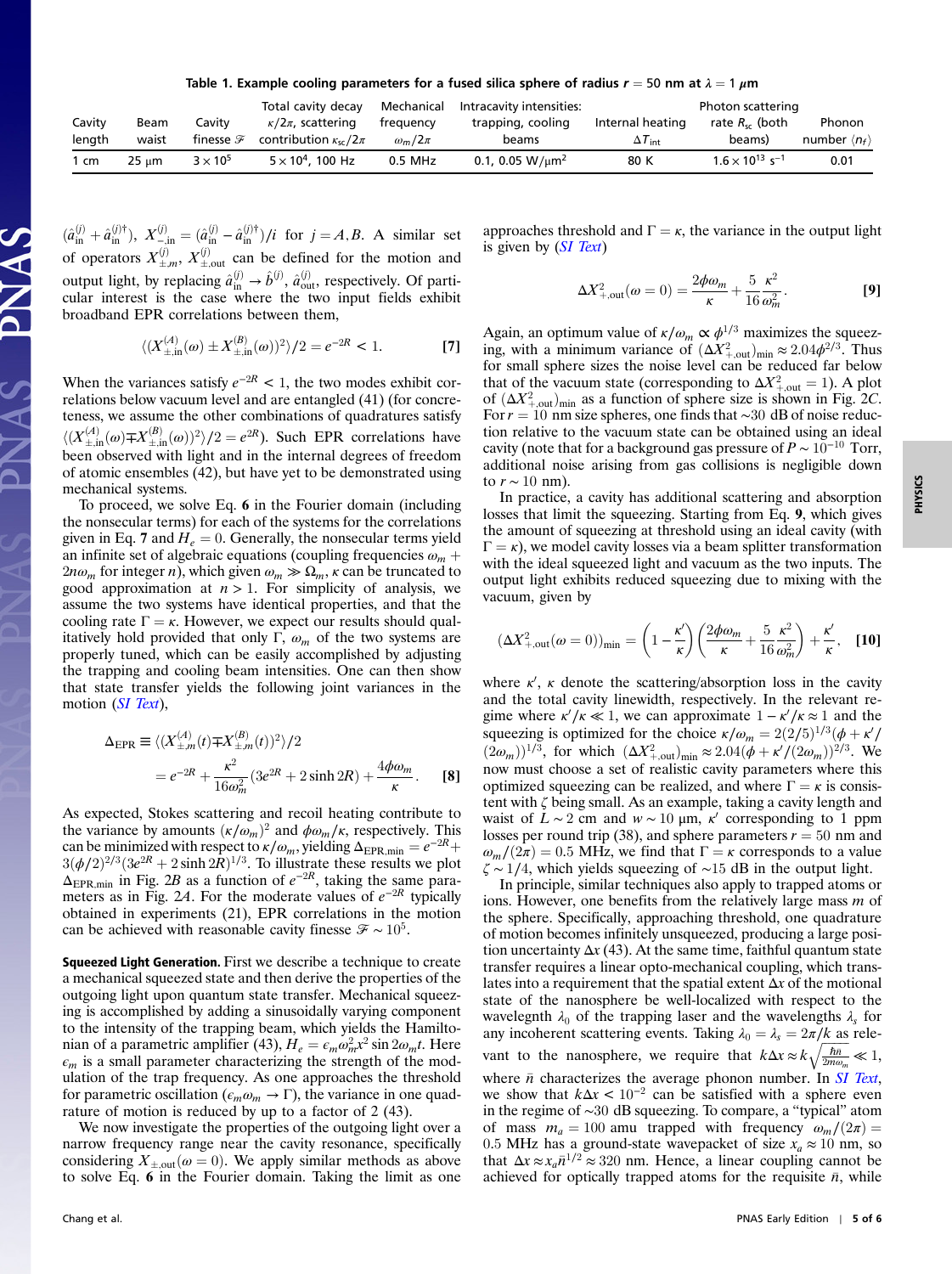**Table 1. Example cooling parameters for a fused silica sphere of radius $r = 50$ nm at $\lambda = 1$ $\mu$m**

| Cavity length | Beam waist | Cavity finesse $\mathcal{F}$ | Total cavity decay $\kappa/2\pi$, scattering contribution $\kappa_{sc}/2\pi$ | Mechanical frequency $\omega_m/2\pi$ | Intracavity intensities: trapping, cooling beams | Internal heating $\Delta T_{int}$ | Photon scattering rate $R_{sc}$ (both beams) | Phonon number $\langle n_f \rangle$ |
|---|---|---|---|---|---|---|---|---|
| 1 cm | 25 $\mu$m | $3 \times 10^5$ | $5 \times 10^4$, 100 Hz | 0.5 MHz | 0.1, 0.05 W/$\mu$m$^2$ | 80 K | $1.6 \times 10^{13}$ s$^{-1}$ | 0.01 |

$(\hat{a}^{(j)}_{\rm in} + \hat{a}^{(j)\dagger}_{\rm in})$, $X^{(j)}_{-,{\rm in}} = (\hat{a}^{(j)}_{\rm in} - \hat{a}^{(j)\dagger}_{\rm in})/i$ for $j = A, B$. A similar set of operators $X^{(j)}_{\pm,m}$, $X^{(j)}_{\pm,{\rm out}}$ can be defined for the motion and output light, by replacing $\hat{a}^{(j)}_{\rm in} \to \hat{b}^{(j)}$, $\hat{a}^{(j)}_{\rm out}$, respectively. Of particular interest is the case where the two input fields exhibit broadband EPR correlations between them,

$$\langle (X^{(A)}_{\pm,{\rm in}}(\omega) \pm X^{(B)}_{\pm,{\rm in}}(\omega))^2 \rangle / 2 = e^{-2R} < 1. \quad [7]$$

When the variances satisfy $e^{-2R} < 1$, the two modes exhibit correlations below vacuum level and are entangled (41) (for concreteness, we assume the other combinations of quadratures satisfy $\langle (X^{(A)}_{\pm,{\rm in}}(\omega) \mp X^{(B)}_{\pm,{\rm in}}(\omega))^2 \rangle / 2 = e^{2R}$). Such EPR correlations have been observed with light and in the internal degrees of freedom of atomic ensembles (42), but have yet to be demonstrated using mechanical systems.

To proceed, we solve Eq. **6** in the Fourier domain (including the nonsecular terms) for each of the systems for the correlations given in Eq. **7** and $H_e = 0$. Generally, the nonsecular terms yield an infinite set of algebraic equations (coupling frequencies $\omega_m + 2n\omega_m$ for integer $n$), which given $\omega_m \gg \Omega_m, \kappa$ can be truncated to good approximation at $n > 1$. For simplicity of analysis, we assume the two systems have identical properties, and that the cooling rate $\Gamma = \kappa$. However, we expect our results should qualitatively hold provided that only $\Gamma$, $\omega_m$ of the two systems are properly tuned, which can be easily accomplished by adjusting the trapping and cooling beam intensities. One can then show that state transfer yields the following joint variances in the motion (*SI Text*),

$$\Delta_{\rm EPR} \equiv \langle (X^{(A)}_{\pm,m}(t) \mp X^{(B)}_{\pm,m}(t))^2 \rangle / 2 = e^{-2R} + \frac{\kappa^2}{16\omega_m^2}(3e^{2R} + 2\sinh 2R) + \frac{4\phi\omega_m}{\kappa}. \quad [8]$$

As expected, Stokes scattering and recoil heating contribute to the variance by amounts $(\kappa/\omega_m)^2$ and $\phi\omega_m/\kappa$, respectively. This can be minimized with respect to $\kappa/\omega_m$, yielding $\Delta_{\rm EPR,min} = e^{-2R} + 3(\phi/2)^{2/3}(3e^{2R} + 2\sinh 2R)^{1/3}$. To illustrate these results we plot $\Delta_{\rm EPR,min}$ in Fig. 2*B* as a function of $e^{-2R}$, taking the same parameters as in Fig. 2*A*. For the moderate values of $e^{-2R}$ typically obtained in experiments (21), EPR correlations in the motion can be achieved with reasonable cavity finesse $\mathcal{F} \sim 10^5$.

**Squeezed Light Generation.** First we describe a technique to create a mechanical squeezed state and then derive the properties of the outgoing light upon quantum state transfer. Mechanical squeezing is accomplished by adding a sinusoidally varying component to the intensity of the trapping beam, which yields the Hamiltonian of a parametric amplifier (43), $H_e = \epsilon_m \omega_m^2 x^2 \sin 2\omega_m t$. Here $\epsilon_m$ is a small parameter characterizing the strength of the modulation of the trap frequency. As one approaches the threshold for parametric oscillation ($\epsilon_m \omega_m \to \Gamma$), the variance in one quadrature of motion is reduced by up to a factor of 2 (43).

We now investigate the properties of the outgoing light over a narrow frequency range near the cavity resonance, specifically considering $X_{\pm,{\rm out}}(\omega = 0)$. We apply similar methods as above to solve Eq. **6** in the Fourier domain. Taking the limit as one approaches threshold and $\Gamma = \kappa$, the variance in the output light is given by (*SI Text*)

$$\Delta X^2_{+,{\rm out}}(\omega = 0) = \frac{2\phi\omega_m}{\kappa} + \frac{5}{16}\frac{\kappa^2}{\omega_m^2}. \quad [9]$$

Again, an optimum value of $\kappa/\omega_m \propto \phi^{1/3}$ maximizes the squeezing, with a minimum variance of $(\Delta X^2_{+,{\rm out}})_{\rm min} \approx 2.04\phi^{2/3}$. Thus for small sphere sizes the noise level can be reduced far below that of the vacuum state (corresponding to $\Delta X^2_{+,{\rm out}} = 1$). A plot of $(\Delta X^2_{+,{\rm out}})_{\rm min}$ as a function of sphere size is shown in Fig. 2*C*. For $r = 10$ nm size spheres, one finds that $\sim$30 dB of noise reduction relative to the vacuum state can be obtained using an ideal cavity (note that for a background gas pressure of $P \sim 10^{-10}$ Torr, additional noise arising from gas collisions is negligible down to $r \sim 10$ nm).

In practice, a cavity has additional scattering and absorption losses that limit the squeezing. Starting from Eq. **9**, which gives the amount of squeezing at threshold using an ideal cavity (with $\Gamma = \kappa$), we model cavity losses via a beam splitter transformation with the ideal squeezed light and vacuum as the two inputs. The output light exhibits reduced squeezing due to mixing with the vacuum, given by

$$(\Delta X^2_{+,{\rm out}}(\omega = 0))_{\rm min} = \left(1 - \frac{\kappa'}{\kappa}\right)\left(\frac{2\phi\omega_m}{\kappa} + \frac{5}{16}\frac{\kappa^2}{\omega_m^2}\right) + \frac{\kappa'}{\kappa}, \quad [10]$$

where $\kappa'$, $\kappa$ denote the scattering/absorption loss in the cavity and the total cavity linewidth, respectively. In the relevant regime where $\kappa'/\kappa \ll 1$, we can approximate $1 - \kappa'/\kappa \approx 1$ and the squeezing is optimized for the choice $\kappa/\omega_m = 2(2/5)^{1/3}(\phi + \kappa'/(2\omega_m))^{1/3}$, for which $(\Delta X^2_{+,{\rm out}})_{\rm min} \approx 2.04(\phi + \kappa'/(2\omega_m))^{2/3}$. We now must choose a set of realistic cavity parameters where this optimized squeezing can be realized, and where $\Gamma = \kappa$ is consistent with $\zeta$ being small. As an example, taking a cavity length and waist of $L \sim 2$ cm and $w \sim 10$ $\mu$m, $\kappa'$ corresponding to 1 ppm losses per round trip (38), and sphere parameters $r = 50$ nm and $\omega_m/(2\pi) = 0.5$ MHz, we find that $\Gamma = \kappa$ corresponds to a value $\zeta \sim 1/4$, which yields squeezing of $\sim$15 dB in the output light.

In principle, similar techniques also apply to trapped atoms or ions. However, one benefits from the relatively large mass $m$ of the sphere. Specifically, approaching threshold, one quadrature of motion becomes infinitely unsqueezed, producing a large position uncertainty $\Delta x$ (43). At the same time, faithful quantum state transfer requires a linear opto-mechanical coupling, which translates into a requirement that the spatial extent $\Delta x$ of the motional state of the nanosphere be well-localized with respect to the wavelegnth $\lambda_0$ of the trapping laser and the wavelengths $\lambda_s$ for any incoherent scattering events. Taking $\lambda_0 = \lambda_s = 2\pi/k$ as relevant to the nanosphere, we require that $k\Delta x \approx k\sqrt{\frac{\hbar\bar{n}}{2m\omega_m}} \ll 1$, where $\bar{n}$ characterizes the average phonon number. In *SI Text*, we show that $k\Delta x < 10^{-2}$ can be satisfied with a sphere even in the regime of $\sim$30 dB squeezing. To compare, a "typical" atom of mass $m_a = 100$ amu trapped with frequency $\omega_m/(2\pi) = 0.5$ MHz has a ground-state wavepacket of size $x_a \approx 10$ nm, so that $\Delta x \approx x_a \bar{n}^{1/2} \approx 320$ nm. Hence, a linear coupling cannot be achieved for optically trapped atoms for the requisite $\bar{n}$, while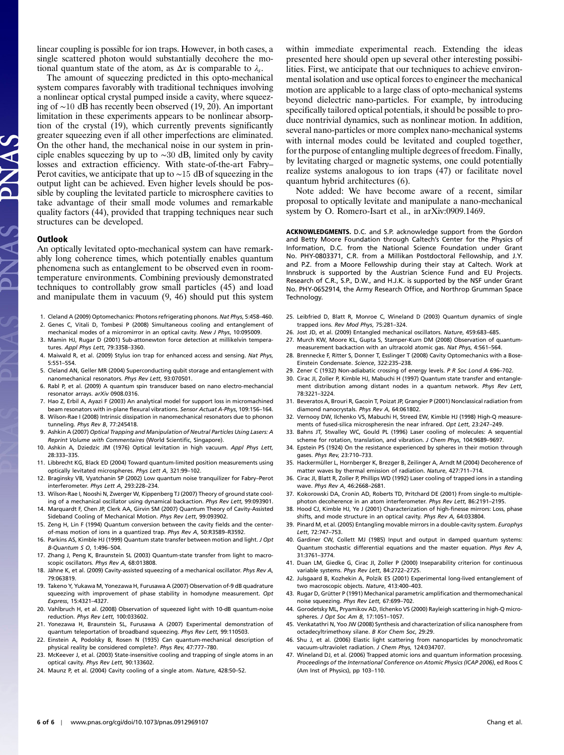linear coupling is possible for ion traps. However, in both cases, a single scattered photon would substantially decohere the motional quantum state of the atom, as $\Delta x$ is comparable to $\lambda_s$.

The amount of squeezing predicted in this opto-mechanical system compares favorably with traditional techniques involving a nonlinear optical crystal pumped inside a cavity, where squeezing of $\sim 10$ dB has recently been observed (19, 20). An important limitation in these experiments appears to be nonlinear absorption of the crystal (19), which currently prevents significantly greater squeezing even if all other imperfections are eliminated. On the other hand, the mechanical noise in our system in principle enables squeezing by up to $\sim 30$ dB, limited only by cavity losses and extraction efficiency. With state-of-the-art Fabry–Perot cavities, we anticipate that up to $\sim 15$ dB of squeezing in the output light can be achieved. Even higher levels should be possible by coupling the levitated particle to microsphere cavities to take advantage of their small mode volumes and remarkable quality factors (44), provided that trapping techniques near such structures can be developed.

## Outlook

An optically levitated opto-mechanical system can have remarkably long coherence times, which potentially enables quantum phenomena such as entanglement to be observed even in room-temperature environments. Combining previously demonstrated techniques to controllably grow small particles (45) and load and manipulate them in vacuum (9, 46) should put this system within immediate experimental reach. Extending the ideas presented here should open up several other interesting possibilities. First, we anticipate that our techniques to achieve environmental isolation and use optical forces to engineer the mechanical motion are applicable to a large class of opto-mechanical systems beyond dielectric nano-particles. For example, by introducing specifically tailored optical potentials, it should be possible to produce nontrivial dynamics, such as nonlinear motion. In addition, several nano-particles or more complex nano-mechanical systems with internal modes could be levitated and coupled together, for the purpose of entangling multiple degrees of freedom. Finally, by levitating charged or magnetic systems, one could potentially realize systems analogous to ion traps (47) or facilitate novel quantum hybrid architectures (6).

Note added: We have become aware of a recent, similar proposal to optically levitate and manipulate a nano-mechanical system by O. Romero-Isart et al., in arXiv:0909.1469.

**ACKNOWLEDGMENTS.** D.C. and S.P. acknowledge support from the Gordon and Betty Moore Foundation through Caltech's Center for the Physics of Information, D.C. from the National Science Foundation under Grant No. PHY-0803371, C.R. from a Millikan Postdoctoral Fellowship, and J.Y. and P.Z. from a Moore Fellowship during their stay at Caltech. Work at Innsbruck is supported by the Austrian Science Fund and EU Projects. Research of C.R., S.P., D.W., and H.J.K. is supported by the NSF under Grant No. PHY-0652914, the Army Research Office, and Northrop Grumman Space Technology.

1. Cleland A (2009) Optomechanics: Photons refrigerating phonons. *Nat Phys*, 5:458–460.
2. Genes C, Vitali D, Tombesi P (2008) Simultaneous cooling and entanglement of mechanical modes of a micromirror in an optical cavity. *New J Phys*, 10:095009.
3. Mamin HJ, Rugar D (2001) Sub-attonewton force detection at millikelvin temperatures. *Appl Phys Lett*, 79:3358–3360.
4. Maiwald R, et al. (2009) Stylus ion trap for enhanced access and sensing. *Nat Phys*, 5:551–554.
5. Cleland AN, Geller MR (2004) Superconducting qubit storage and entanglement with nanomechanical resonators. *Phys Rev Lett*, 93:070501.
6. Rabl P, et al. (2009) A quantum spin transducer based on nano electro-mechancial resonator arrays. *arXiv* 0908.0316.
7. Hao Z, Erbil A, Ayazi F (2003) An analytical model for support loss in micromachined beam resonators with in-plane flexural vibrations. *Sensor Actuat A-Phys*, 109:156–164.
8. Wilson-Rae I (2008) Intrinsic dissipation in nanomechanical resonators due to phonon tunneling. *Phys Rev B*, 77:245418.
9. Ashkin A (2007) *Optical Trapping and Manipulation of Neutral Particles Using Lasers: A Reprint Volume with Commentaires* (World Scientific, Singapore).
10. Ashkin A, Dziedzic JM (1976) Optical levitation in high vacuum. *Appl Phys Lett*, 28:333–335.
11. Libbrecht KG, Black ED (2004) Toward quantum-limited position measurements using optically levitated microspheres. *Phys Lett A*, 321:99–102.
12. Braginsky VB, Vyatchanin SP (2002) Low quantum noise tranquilizer for Fabry–Perot interferometer. *Phys Lett A*, 293:228–234.
13. Wilson-Rae I, Nooshi N, Zwerger W, Kippenberg TJ (2007) Theory of ground state cooling of a mechanical oscillator using dynamical backaction. *Phys Rev Lett*, 99:093901.
14. Marquardt F, Chen JP, Clerk AA, Girvin SM (2007) Quantum Theory of Cavity-Assisted Sideband Cooling of Mechanical Motion. *Phys Rev Lett*, 99:093902.
15. Zeng H, Lin F (1994) Quantum conversion between the cavity fields and the center-of-mass motion of ions in a quantized trap. *Phys Rev A*, 50:R3589–R3592.
16. Parkins AS, Kimble HJ (1999) Quantum state transfer between motion and light. *J Opt B-Quantum S O*, 1:496–504.
17. Zhang J, Peng K, Braunstein SL (2003) Quantum-state transfer from light to macroscopic oscillators. *Phys Rev A*, 68:013808.
18. Jähne K, et al. (2009) Cavity-assisted squeezing of a mechanical oscillator. *Phys Rev A*, 79:063819.
19. Takeno Y, Yukawa M, Yonezawa H, Furusawa A (2007) Observation of-9 dB quadrature squeezing with improvement of phase stability in homodyne measurement. *Opt Express*, 15:4321–4327.
20. Vahlbruch H, et al. (2008) Observation of squeezed light with 10-dB quantum-noise reduction. *Phys Rev Lett*, 100:033602.
21. Yonezawa H, Braunstein SL, Furusawa A (2007) Experimental demonstration of quantum teleportation of broadband squeezing. *Phys Rev Lett*, 99:110503.
22. Einstein A, Podolsky B, Rosen N (1935) Can quantum-mechanical description of physical reality be considered complete?. *Phys Rev*, 47:777–780.
23. McKeever J, et al. (2003) State-insensitive cooling and trapping of single atoms in an optical cavity. *Phys Rev Lett*, 90:133602.
24. Maunz P, et al. (2004) Cavity cooling of a single atom. *Nature*, 428:50–52.
25. Leibfried D, Blatt R, Monroe C, Wineland D (2003) Quantum dynamics of single trapped ions. *Rev Mod Phys*, 75:281–324.
26. Jost JD, et al. (2009) Entangled mechanical oscillators. *Nature*, 459:683–685.
27. Murch KW, Moore KL, Gupta S, Stamper-Kurn DM (2008) Observation of quantum-measurement backaction with an ultracold atomic gas. *Nat Phys*, 4:561–564.
28. Brennecke F, Ritter S, Donner T, Esslinger T (2008) Cavity Optomechanics with a Bose-Einstein Condensate. *Science*, 322:235–238.
29. Zener C (1932) Non-adiabatic crossing of energy levels. *P R Soc Lond A* 696–702.
30. Cirac JI, Zoller P, Kimble HJ, Mabuchi H (1997) Quantum state transfer and entanglement distribution among distant nodes in a quantum network. *Phys Rev Lett*, 78:3221–3224.
31. Beveratos A, Brouri R, Gacoin T, Poizat JP, Grangier P (2001) Nonclassical radiation from diamond nanocrystals. *Phys Rev A*, 64:061802.
32. Vernooy DW, Ilchenko VS, Mabuchi H, Streed EW, Kimble HJ (1998) High-Q measurements of fused-silica microspheresin the near infrared. *Opt Lett*, 23:247–249.
33. Bahns JT, Stwalley WC, Gould PL (1996) Laser cooling of molecules: A sequential scheme for rotation, translation, and vibration. *J Chem Phys*, 104:9689–9697.
34. Epstein PS (1924) On the resistance experienced by spheres in their motion through gases. *Phys Rev*, 23:710–733.
35. Hackermüller L, Hornberger K, Brezger B, Zeilinger A, Arndt M (2004) Decoherence of matter waves by thermal emission of radiation. *Nature*, 427:711–714.
36. Cirac JI, Blatt R, Zoller P, Phillips WD (1992) Laser cooling of trapped ions in a standing wave. *Phys Rev A*, 46:2668–2681.
37. Kokorowski DA, Cronin AD, Roberts TD, Pritchard DE (2001) From single-to multiple-photon decoherence in an atom interferometer. *Phys Rev Lett*, 86:2191–2195.
38. Hood CJ, Kimble HJ, Ye J (2001) Characterization of high-finesse mirrors: Loss, phase shifts, and mode structure in an optical cavity. *Phys Rev A*, 64:033804.
39. Pinard M, et al. (2005) Entangling movable mirrors in a double-cavity system. *Europhys Lett*, 72:747–753.
40. Gardiner CW, Collett MJ (1985) Input and output in damped quantum systems: Quantum stochastic differential equations and the master equation. *Phys Rev A*, 31:3761–3774.
41. Duan LM, Giedke G, Cirac JI, Zoller P (2000) Inseparability criterion for continuous variable systems. *Phys Rev Lett*, 84:2722–2725.
42. Julsgaard B, Kozhekin A, Polzik ES (2001) Experimental long-lived entanglement of two macroscopic objects. *Nature*, 413:400–403.
43. Rugar D, Grütter P (1991) Mechanical parametric amplification and thermomechanical noise squeezing. *Phys Rev Lett*, 67:699–702.
44. Gorodetsky ML, Pryamikov AD, Ilchenko VS (2000) Rayleigh scattering in high-Q microspheres. *J Opt Soc Am B*, 17:1051–1057.
45. Venkatathri N, Yoo JW (2008) Synthesis and characterization of silica nanosphere from octadecyltrimethoxy silane. *B Kor Chem Soc*, 29:29.
46. Shu J, et al. (2006) Elastic light scattering from nanoparticles by monochromatic vacuum-ultraviolet radiation. *J Chem Phys*, 124:034707.
47. Wineland DJ, et al. (2006) Trapped atomic ions and quantum information processing. *Proceedings of the International Conference on Atomic Physics (ICAP 2006)*, ed Roos C (Am Inst of Physics), pp 103–110.